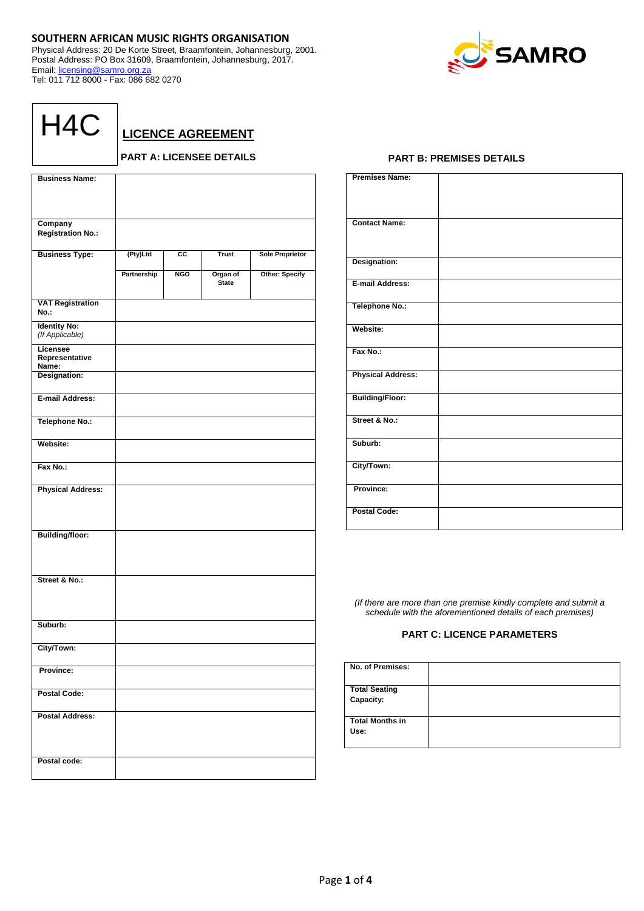**SOUTHERN AFRICAN MUSIC RIGHTS ORGANISATION**
Physical Address: 20 De Korte Street, Braamfontein, Johannesburg, 2001.
Postal Address: PO Box 31609, Braamfontein, Johannesburg, 2017.
Email: licensing@samro.org.za
Tel: 011 712 8000 - Fax: 086 682 0270

SAMRO

# H4C

## LICENCE AGREEMENT

### PART A: LICENSEE DETAILS

| | | | | |
|---|---|---|---|---|
| **Business Name:** | | | | |
| **Company Registration No.:** | | | | |
| **Business Type:** | **(Pty)Ltd** | **CC** | **Trust** | **Sole Proprietor** |
| | **Partnership** | **NGO** | **Organ of State** | **Other: Specify** |
| **VAT Registration No.:** | | | | |
| **Identity No:** *(If Applicable)* | | | | |
| **Licensee Representative Name:** | | | | |
| **Designation:** | | | | |
| **E-mail Address:** | | | | |
| **Telephone No.:** | | | | |
| **Website:** | | | | |
| **Fax No.:** | | | | |
| **Physical Address:** | | | | |
| **Building/floor:** | | | | |
| **Street & No.:** | | | | |
| **Suburb:** | | | | |
| **City/Town:** | | | | |
| **Province:** | | | | |
| **Postal Code:** | | | | |
| **Postal Address:** | | | | |
| **Postal code:** | | | | |

### PART B: PREMISES DETAILS

| | |
|---|---|
| **Premises Name:** | |
| **Contact Name:** | |
| **Designation:** | |
| **E-mail Address:** | |
| **Telephone No.:** | |
| **Website:** | |
| **Fax No.:** | |
| **Physical Address:** | |
| **Building/Floor:** | |
| **Street & No.:** | |
| **Suburb:** | |
| **City/Town:** | |
| **Province:** | |
| **Postal Code:** | |

*(If there are more than one premise kindly complete and submit a schedule with the aforementioned details of each premises)*

### PART C: LICENCE PARAMETERS

| | |
|---|---|
| **No. of Premises:** | |
| **Total Seating Capacity:** | |
| **Total Months in Use:** | |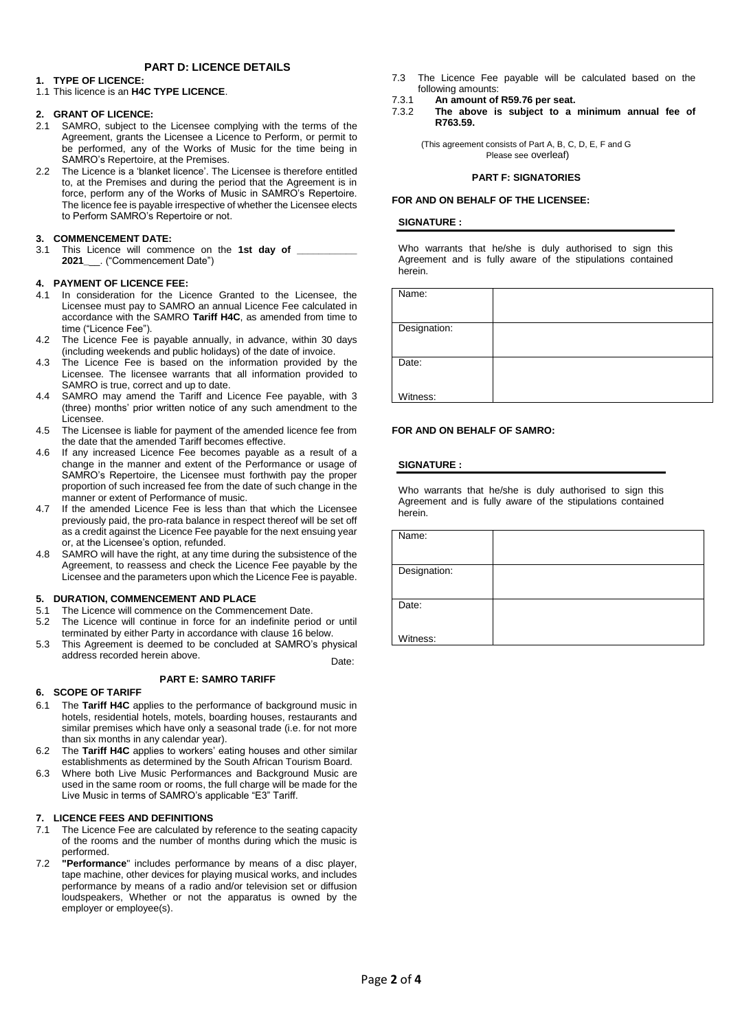## PART D: LICENCE DETAILS

**1. TYPE OF LICENCE:**

1.1 This licence is an **H4C TYPE LICENCE**.

**2. GRANT OF LICENCE:**

2.1 SAMRO, subject to the Licensee complying with the terms of the Agreement, grants the Licensee a Licence to Perform, or permit to be performed, any of the Works of Music for the time being in SAMRO's Repertoire, at the Premises.

2.2 The Licence is a 'blanket licence'. The Licensee is therefore entitled to, at the Premises and during the period that the Agreement is in force, perform any of the Works of Music in SAMRO's Repertoire. The licence fee is payable irrespective of whether the Licensee elects to Perform SAMRO's Repertoire or not.

**3. COMMENCEMENT DATE:**

3.1 This Licence will commence on the **1st day of ___________ 2021___**. ("Commencement Date")

**4. PAYMENT OF LICENCE FEE:**

4.1 In consideration for the Licence Granted to the Licensee, the Licensee must pay to SAMRO an annual Licence Fee calculated in accordance with the SAMRO **Tariff H4C**, as amended from time to time ("Licence Fee").

4.2 The Licence Fee is payable annually, in advance, within 30 days (including weekends and public holidays) of the date of invoice.

4.3 The Licence Fee is based on the information provided by the Licensee. The licensee warrants that all information provided to SAMRO is true, correct and up to date.

4.4 SAMRO may amend the Tariff and Licence Fee payable, with 3 (three) months' prior written notice of any such amendment to the Licensee.

4.5 The Licensee is liable for payment of the amended licence fee from the date that the amended Tariff becomes effective.

4.6 If any increased Licence Fee becomes payable as a result of a change in the manner and extent of the Performance or usage of SAMRO's Repertoire, the Licensee must forthwith pay the proper proportion of such increased fee from the date of such change in the manner or extent of Performance of music.

4.7 If the amended Licence Fee is less than that which the Licensee previously paid, the pro-rata balance in respect thereof will be set off as a credit against the Licence Fee payable for the next ensuing year or, at the Licensee's option, refunded.

4.8 SAMRO will have the right, at any time during the subsistence of the Agreement, to reassess and check the Licence Fee payable by the Licensee and the parameters upon which the Licence Fee is payable.

**5. DURATION, COMMENCEMENT AND PLACE**

5.1 The Licence will commence on the Commencement Date.

5.2 The Licence will continue in force for an indefinite period or until terminated by either Party in accordance with clause 16 below.

5.3 This Agreement is deemed to be concluded at SAMRO's physical address recorded herein above.

Date:

## PART E: SAMRO TARIFF

**6. SCOPE OF TARIFF**

6.1 The **Tariff H4C** applies to the performance of background music in hotels, residential hotels, motels, boarding houses, restaurants and similar premises which have only a seasonal trade (i.e. for not more than six months in any calendar year).

6.2 The **Tariff H4C** applies to workers' eating houses and other similar establishments as determined by the South African Tourism Board.

6.3 Where both Live Music Performances and Background Music are used in the same room or rooms, the full charge will be made for the Live Music in terms of SAMRO's applicable "E3" Tariff.

**7. LICENCE FEES AND DEFINITIONS**

7.1 The Licence Fee are calculated by reference to the seating capacity of the rooms and the number of months during which the music is performed.

7.2 **"Performance**" includes performance by means of a disc player, tape machine, other devices for playing musical works, and includes performance by means of a radio and/or television set or diffusion loudspeakers, Whether or not the apparatus is owned by the employer or employee(s).

7.3 The Licence Fee payable will be calculated based on the following amounts:

7.3.1 **An amount of R59.76 per seat.**

7.3.2 **The above is subject to a minimum annual fee of R763.59.**

(This agreement consists of Part A, B, C, D, E, F and G Please see overleaf)

## PART F: SIGNATORIES

**FOR AND ON BEHALF OF THE LICENSEE:**

**SIGNATURE :**

Who warrants that he/she is duly authorised to sign this Agreement and is fully aware of the stipulations contained herein.

| Name: | |
|---|---|
| Designation: | |
| Date:<br><br>Witness: | |

**FOR AND ON BEHALF OF SAMRO:**

**SIGNATURE :**

Who warrants that he/she is duly authorised to sign this Agreement and is fully aware of the stipulations contained herein.

| Name: | |
|---|---|
| Designation: | |
| Date:<br><br>Witness: | |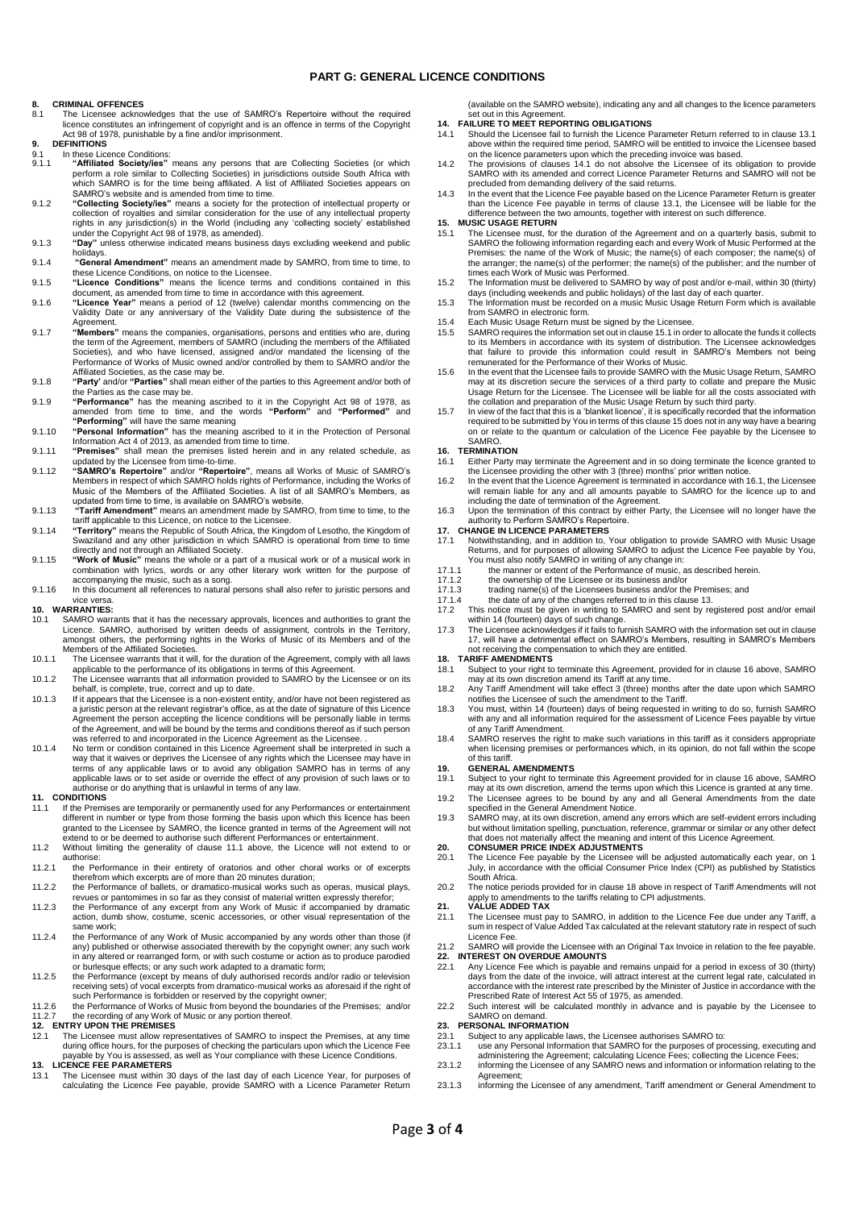# PART G: GENERAL LICENCE CONDITIONS

**8. CRIMINAL OFFENCES**

8.1 The Licensee acknowledges that the use of SAMRO's Repertoire without the required licence constitutes an infringement of copyright and is an offence in terms of the Copyright Act 98 of 1978, punishable by a fine and/or imprisonment.

**9. DEFINITIONS**

9.1 In these Licence Conditions:

9.1.1 **"Affiliated Society/ies"** means any persons that are Collecting Societies (or which perform a role similar to Collecting Societies) in jurisdictions outside South Africa with which SAMRO is for the time being affiliated. A list of Affiliated Societies appears on SAMRO's website and is amended from time to time.

9.1.2 **"Collecting Society/ies"** means a society for the protection of intellectual property or collection of royalties and similar consideration for the use of any intellectual property rights in any jurisdiction(s) in the World (including any 'collecting society' established under the Copyright Act 98 of 1978, as amended).

9.1.3 **"Day"** unless otherwise indicated means business days excluding weekend and public holidays.

9.1.4 **"General Amendment"** means an amendment made by SAMRO, from time to time, to these Licence Conditions, on notice to the Licensee.

9.1.5 **"Licence Conditions"** means the licence terms and conditions contained in this document, as amended from time to time in accordance with this agreement.

9.1.6 **"Licence Year"** means a period of 12 (twelve) calendar months commencing on the Validity Date or any anniversary of the Validity Date during the subsistence of the Agreement.

9.1.7 **"Members"** means the companies, organisations, persons and entities who are, during the term of the Agreement, members of SAMRO (including the members of the Affiliated Societies), and who have licensed, assigned and/or mandated the licensing of the Performance of Works of Music owned and/or controlled by them to SAMRO and/or the Affiliated Societies, as the case may be.

9.1.8 **"Party'** and/or **"Parties"** shall mean either of the parties to this Agreement and/or both of the Parties as the case may be.

9.1.9 **"Performance"** has the meaning ascribed to it in the Copyright Act 98 of 1978, as amended from time to time, and the words **"Perform"** and **"Performed"** and **"Performing"** will have the same meaning

9.1.10 **"Personal Information"** has the meaning ascribed to it in the Protection of Personal Information Act 4 of 2013, as amended from time to time.

9.1.11 **"Premises"** shall mean the premises listed herein and in any related schedule, as updated by the Licensee from time-to-time.

9.1.12 **"SAMRO's Repertoire"** and/or **"Repertoire"**, means all Works of Music of SAMRO's Members in respect of which SAMRO holds rights of Performance, including the Works of Music of the Members of the Affiliated Societies. A list of all SAMRO's Members, as updated from time to time, is available on SAMRO's website.

9.1.13 **"Tariff Amendment"** means an amendment made by SAMRO, from time to time, to the tariff applicable to this Licence, on notice to the Licensee.

9.1.14 **"Territory"** means the Republic of South Africa, the Kingdom of Lesotho, the Kingdom of Swaziland and any other jurisdiction in which SAMRO is operational from time to time directly and not through an Affiliated Society.

9.1.15 **"Work of Music"** means the whole or a part of a musical work or of a musical work in combination with lyrics, words or any other literary work written for the purpose of accompanying the music, such as a song.

9.1.16 In this document all references to natural persons shall also refer to juristic persons and vice versa.

**10. WARRANTIES:**

10.1 SAMRO warrants that it has the necessary approvals, licences and authorities to grant the Licence. SAMRO, authorised by written deeds of assignment, controls in the Territory, amongst others, the performing rights in the Works of Music of its Members and of the Members of the Affiliated Societies.

10.1.1 The Licensee warrants that it will, for the duration of the Agreement, comply with all laws applicable to the performance of its obligations in terms of this Agreement.

10.1.2 The Licensee warrants that all information provided to SAMRO by the Licensee or on its behalf, is complete, true, correct and up to date.

10.1.3 If it appears that the Licensee is a non-existent entity, and/or have not been registered as a juristic person at the relevant registrar's office, as at the date of signature of this Licence Agreement the person accepting the licence conditions will be personally liable in terms of the Agreement, and will be bound by the terms and conditions thereof as if such person was referred to and incorporated in the Licence Agreement as the Licensee. .

10.1.4 No term or condition contained in this Licence Agreement shall be interpreted in such a way that it waives or deprives the Licensee of any rights which the Licensee may have in terms of any applicable laws or to avoid any obligation SAMRO has in terms of any applicable laws or to set aside or override the effect of any provision of such laws or to authorise or do anything that is unlawful in terms of any law.

**11. CONDITIONS**

11.1 If the Premises are temporarily or permanently used for any Performances or entertainment different in number or type from those forming the basis upon which this licence has been granted to the Licensee by SAMRO, the licence granted in terms of the Agreement will not extend to or be deemed to authorise such different Performances or entertainment.

11.2 Without limiting the generality of clause 11.1 above, the Licence will not extend to or authorise:

11.2.1 the Performance in their entirety of oratorios and other choral works or of excerpts therefrom which excerpts are of more than 20 minutes duration;

11.2.2 the Performance of ballets, or dramatico-musical works such as operas, musical plays, revues or pantomimes in so far as they consist of material written expressly therefor;

11.2.3 the Performance of any excerpt from any Work of Music if accompanied by dramatic action, dumb show, costume, scenic accessories, or other visual representation of the same work;

11.2.4 the Performance of any Work of Music accompanied by any words other than those (if any) published or otherwise associated therewith by the copyright owner; any such work in any altered or rearranged form, or with such costume or action as to produce parodied or burlesque effects; or any such work adapted to a dramatic form;

11.2.5 the Performance (except by means of duly authorised records and/or radio or television receiving sets) of vocal excerpts from dramatico-musical works as aforesaid if the right of such Performance is forbidden or reserved by the copyright owner;

11.2.6 the Performance of Works of Music from beyond the boundaries of the Premises; and/or

11.2.7 the recording of any Work of Music or any portion thereof.

**12. ENTRY UPON THE PREMISES**

12.1 The Licensee must allow representatives of SAMRO to inspect the Premises, at any time during office hours, for the purposes of checking the particulars upon which the Licence Fee payable by You is assessed, as well as Your compliance with these Licence Conditions.

**13. LICENCE FEE PARAMETERS**

13.1 The Licensee must within 30 days of the last day of each Licence Year, for purposes of calculating the Licence Fee payable, provide SAMRO with a Licence Parameter Return (available on the SAMRO website), indicating any and all changes to the licence parameters set out in this Agreement.

**14. FAILURE TO MEET REPORTING OBLIGATIONS**

14.1 Should the Licensee fail to furnish the Licence Parameter Return referred to in clause 13.1 above within the required time period, SAMRO will be entitled to invoice the Licensee based on the licence parameters upon which the preceding invoice was based.

14.2 The provisions of clauses 14.1 do not absolve the Licensee of its obligation to provide SAMRO with its amended and correct Licence Parameter Returns and SAMRO will not be precluded from demanding delivery of the said returns.

14.3 In the event that the Licence Fee payable based on the Licence Parameter Return is greater than the Licence Fee payable in terms of clause 13.1, the Licensee will be liable for the difference between the two amounts, together with interest on such difference.

**15. MUSIC USAGE RETURN**

15.1 The Licensee must, for the duration of the Agreement and on a quarterly basis, submit to SAMRO the following information regarding each and every Work of Music Performed at the Premises: the name of the Work of Music; the name(s) of each composer; the name(s) of the arranger; the name(s) of the performer; the name(s) of the publisher; and the number of times each Work of Music was Performed.

15.2 The Information must be delivered to SAMRO by way of post and/or e-mail, within 30 (thirty) days (including weekends and public holidays) of the last day of each quarter.

15.3 The Information must be recorded on a music Music Usage Return Form which is available from SAMRO in electronic form.

15.4 Each Music Usage Return must be signed by the Licensee.

15.5 SAMRO requires the information set out in clause 15.1 in order to allocate the funds it collects to its Members in accordance with its system of distribution. The Licensee acknowledges that failure to provide this information could result in SAMRO's Members not being remunerated for the Performance of their Works of Music.

15.6 In the event that the Licensee fails to provide SAMRO with the Music Usage Return, SAMRO may at its discretion secure the services of a third party to collate and prepare the Music Usage Return for the Licensee. The Licensee will be liable for all the costs associated with the collation and preparation of the Music Usage Return by such third party.

15.7 In view of the fact that this is a 'blanket licence', it is specifically recorded that the information required to be submitted by You in terms of this clause 15 does not in any way have a bearing on or relate to the quantum or calculation of the Licence Fee payable by the Licensee to SAMRO.

**16. TERMINATION**

16.1 Either Party may terminate the Agreement and in so doing terminate the licence granted to the Licensee providing the other with 3 (three) months' prior written notice.

16.2 In the event that the Licence Agreement is terminated in accordance with 16.1, the Licensee will remain liable for any and all amounts payable to SAMRO for the licence up to and including the date of termination of the Agreement.

16.3 Upon the termination of this contract by either Party, the Licensee will no longer have the authority to Perform SAMRO's Repertoire.

**17. CHANGE IN LICENCE PARAMETERS**

17.1 Notwithstanding, and in addition to, Your obligation to provide SAMRO with Music Usage Returns, and for purposes of allowing SAMRO to adjust the Licence Fee payable by You, You must also notify SAMRO in writing of any change in:

17.1.1 the manner or extent of the Performance of music, as described herein.

17.1.2 the ownership of the Licensee or its business and/or

17.1.3 trading name(s) of the Licensees business and/or the Premises; and

17.1.4 the date of any of the changes referred to in this clause 13.

17.2 This notice must be given in writing to SAMRO and sent by registered post and/or email within 14 (fourteen) days of such change.

17.3 The Licensee acknowledges if it fails to furnish SAMRO with the information set out in clause 17, will have a detrimental effect on SAMRO's Members, resulting in SAMRO's Members not receiving the compensation to which they are entitled.

**18. TARIFF AMENDMENTS**

18.1 Subject to your right to terminate this Agreement, provided for in clause 16 above, SAMRO may at its own discretion amend its Tariff at any time.

18.2 Any Tariff Amendment will take effect 3 (three) months after the date upon which SAMRO notifies the Licensee of such the amendment to the Tariff.

18.3 You must, within 14 (fourteen) days of being requested in writing to do so, furnish SAMRO with any and all information required for the assessment of Licence Fees payable by virtue of any Tariff Amendment.

18.4 SAMRO reserves the right to make such variations in this tariff as it considers appropriate when licensing premises or performances which, in its opinion, do not fall within the scope of this tariff.

**19. GENERAL AMENDMENTS**

19.1 Subject to your right to terminate this Agreement provided for in clause 16 above, SAMRO may at its own discretion, amend the terms upon which this Licence is granted at any time.

19.2 The Licensee agrees to be bound by any and all General Amendments from the date specified in the General Amendment Notice.

19.3 SAMRO may, at its own discretion, amend any errors which are self-evident errors including but without limitation spelling, punctuation, reference, grammar or similar or any other defect that does not materially affect the meaning and intent of this Licence Agreement.

**20. CONSUMER PRICE INDEX ADJUSTMENTS**

20.1 The Licence Fee payable by the Licensee will be adjusted automatically each year, on 1 July, in accordance with the official Consumer Price Index (CPI) as published by Statistics South Africa.

20.2 The notice periods provided for in clause 18 above in respect of Tariff Amendments will not apply to amendments to the tariffs relating to CPI adjustments.

**21. VALUE ADDED TAX**

21.1 The Licensee must pay to SAMRO, in addition to the Licence Fee due under any Tariff, a sum in respect of Value Added Tax calculated at the relevant statutory rate in respect of such Licence Fee.

21.2 SAMRO will provide the Licensee with an Original Tax Invoice in relation to the fee payable.

**22. INTEREST ON OVERDUE AMOUNTS**

22.1 Any Licence Fee which is payable and remains unpaid for a period in excess of 30 (thirty) days from the date of the invoice, will attract interest at the current legal rate, calculated in accordance with the interest rate prescribed by the Minister of Justice in accordance with the Prescribed Rate of Interest Act 55 of 1975, as amended.

22.2 Such interest will be calculated monthly in advance and is payable by the Licensee to SAMRO on demand.

**23. PERSONAL INFORMATION**

23.1 Subject to any applicable laws, the Licensee authorises SAMRO to:

23.1.1 use any Personal Information that SAMRO for the purposes of processing, executing and administering the Agreement; calculating Licence Fees; collecting the Licence Fees;

23.1.2 informing the Licensee of any SAMRO news and information or information relating to the Agreement;

23.1.3 informing the Licensee of any amendment, Tariff amendment or General Amendment to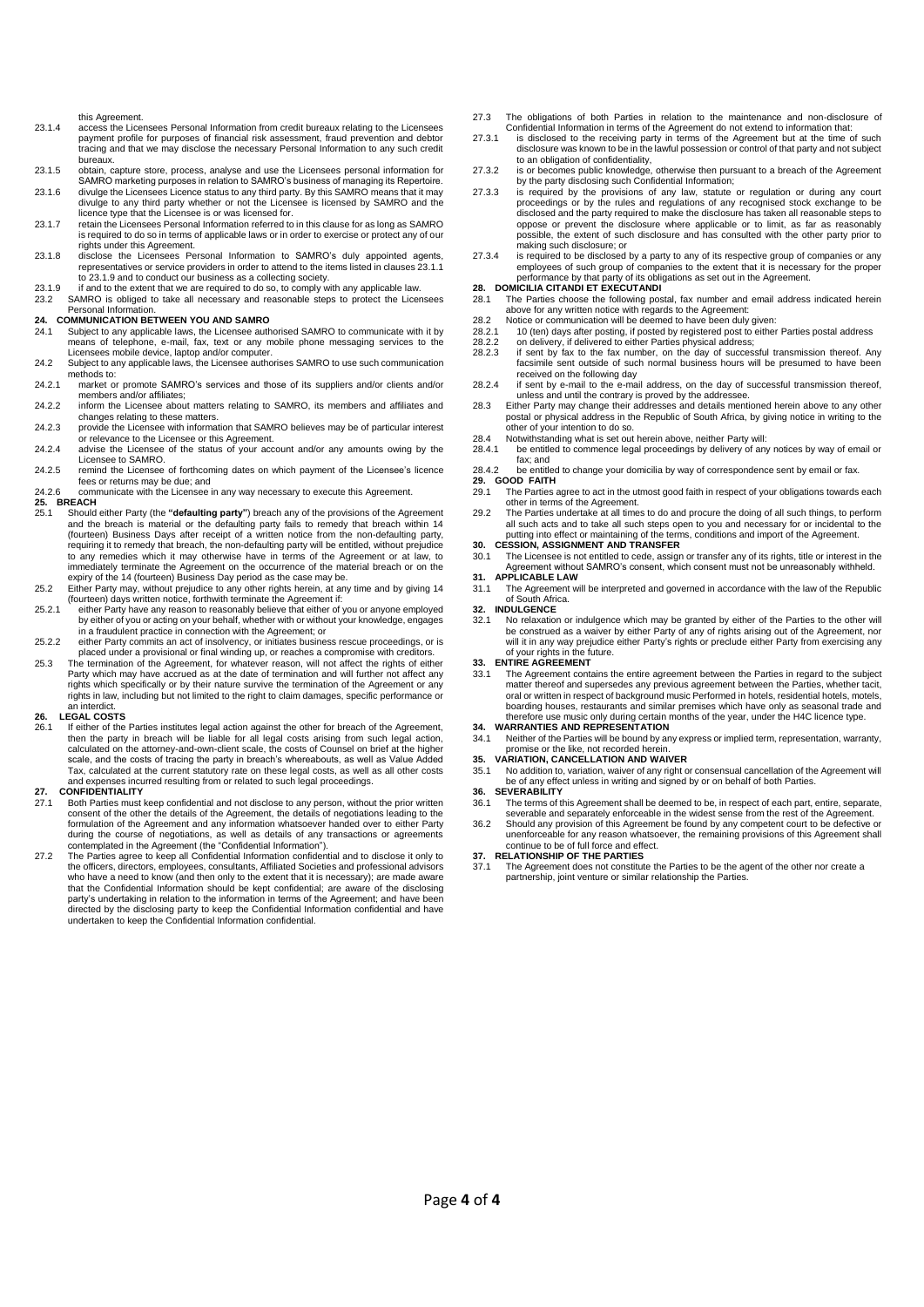this Agreement.

23.1.4 access the Licensees Personal Information from credit bureaux relating to the Licensees payment profile for purposes of financial risk assessment, fraud prevention and debtor tracing and that we may disclose the necessary Personal Information to any such credit bureaux.

23.1.5 obtain, capture store, process, analyse and use the Licensees personal information for SAMRO marketing purposes in relation to SAMRO's business of managing its Repertoire.

23.1.6 divulge the Licensees Licence status to any third party. By this SAMRO means that it may divulge to any third party whether or not the Licensee is licensed by SAMRO and the licence type that the Licensee is or was licensed for.

23.1.7 retain the Licensees Personal Information referred to in this clause for as long as SAMRO is required to do so in terms of applicable laws or in order to exercise or protect any of our rights under this Agreement.

23.1.8 disclose the Licensees Personal Information to SAMRO's duly appointed agents, representatives or service providers in order to attend to the items listed in clauses 23.1.1 to 23.1.9 and to conduct our business as a collecting society.

23.1.9 if and to the extent that we are required to do so, to comply with any applicable law.

23.2 SAMRO is obliged to take all necessary and reasonable steps to protect the Licensees Personal Information.

## 24. COMMUNICATION BETWEEN YOU AND SAMRO

24.1 Subject to any applicable laws, the Licensee authorised SAMRO to communicate with it by means of telephone, e-mail, fax, text or any mobile phone messaging services to the Licensees mobile device, laptop and/or computer.

24.2 Subject to any applicable laws, the Licensee authorises SAMRO to use such communication methods to:

24.2.1 market or promote SAMRO's services and those of its suppliers and/or clients and/or members and/or affiliates;

24.2.2 inform the Licensee about matters relating to SAMRO, its members and affiliates and changes relating to these matters.

24.2.3 provide the Licensee with information that SAMRO believes may be of particular interest or relevance to the Licensee or this Agreement.

24.2.4 advise the Licensee of the status of your account and/or any amounts owing by the Licensee to SAMRO.

24.2.5 remind the Licensee of forthcoming dates on which payment of the Licensee's licence fees or returns may be due; and

24.2.6 communicate with the Licensee in any way necessary to execute this Agreement.

## 25. BREACH

25.1 Should either Party (the **"defaulting party"**) breach any of the provisions of the Agreement and the breach is material or the defaulting party fails to remedy that breach within 14 (fourteen) Business Days after receipt of a written notice from the non-defaulting party, requiring it to remedy that breach, the non-defaulting party will be entitled, without prejudice to any remedies which it may otherwise have in terms of the Agreement or at law, to immediately terminate the Agreement on the occurrence of the material breach or on the expiry of the 14 (fourteen) Business Day period as the case may be.

25.2 Either Party may, without prejudice to any other rights herein, at any time and by giving 14 (fourteen) days written notice, forthwith terminate the Agreement if:

25.2.1 either Party have any reason to reasonably believe that either of you or anyone employed by either of you or acting on your behalf, whether with or without your knowledge, engages in a fraudulent practice in connection with the Agreement; or

25.2.2 either Party commits an act of insolvency, or initiates business rescue proceedings, or is placed under a provisional or final winding up, or reaches a compromise with creditors.

25.3 The termination of the Agreement, for whatever reason, will not affect the rights of either Party which may have accrued as at the date of termination and will further not affect any rights which specifically or by their nature survive the termination of the Agreement or any rights in law, including but not limited to the right to claim damages, specific performance or an interdict.

## 26. LEGAL COSTS

26.1 If either of the Parties institutes legal action against the other for breach of the Agreement, then the party in breach will be liable for all legal costs arising from such legal action, calculated on the attorney-and-own-client scale, the costs of Counsel on brief at the higher scale, and the costs of tracing the party in breach's whereabouts, as well as Value Added Tax, calculated at the current statutory rate on these legal costs, as well as all other costs and expenses incurred resulting from or related to such legal proceedings.

## 27. CONFIDENTIALITY

27.1 Both Parties must keep confidential and not disclose to any person, without the prior written consent of the other the details of the Agreement, the details of negotiations leading to the formulation of the Agreement and any information whatsoever handed over to either Party during the course of negotiations, as well as details of any transactions or agreements contemplated in the Agreement (the "Confidential Information").

27.2 The Parties agree to keep all Confidential Information confidential and to disclose it only to the officers, directors, employees, consultants, Affiliated Societies and professional advisors who have a need to know (and then only to the extent that it is necessary); are made aware that the Confidential Information should be kept confidential; are aware of the disclosing party's undertaking in relation to the information in terms of the Agreement; and have been directed by the disclosing party to keep the Confidential Information confidential and have undertaken to keep the Confidential Information confidential.

27.3 The obligations of both Parties in relation to the maintenance and non-disclosure of Confidential Information in terms of the Agreement do not extend to information that:

27.3.1 is disclosed to the receiving party in terms of the Agreement but at the time of such disclosure was known to be in the lawful possession or control of that party and not subject to an obligation of confidentiality,

27.3.2 is or becomes public knowledge, otherwise then pursuant to a breach of the Agreement by the party disclosing such Confidential Information;

27.3.3 is required by the provisions of any law, statute or regulation or during any court proceedings or by the rules and regulations of any recognised stock exchange to be disclosed and the party required to make the disclosure has taken all reasonable steps to oppose or prevent the disclosure where applicable or to limit, as far as reasonably possible, the extent of such disclosure and has consulted with the other party prior to making such disclosure; or

27.3.4 is required to be disclosed by a party to any of its respective group of companies or any employees of such group of companies to the extent that it is necessary for the proper performance by that party of its obligations as set out in the Agreement.

## 28. DOMICILIA CITANDI ET EXECUTANDI

28.1 The Parties choose the following postal, fax number and email address indicated herein above for any written notice with regards to the Agreement:

28.2 Notice or communication will be deemed to have been duly given:

28.2.1 10 (ten) days after posting, if posted by registered post to either Parties postal address

28.2.2 on delivery, if delivered to either Parties physical address;

28.2.3 if sent by fax to the fax number, on the day of successful transmission thereof. Any facsimile sent outside of such normal business hours will be presumed to have been received on the following day

28.2.4 if sent by e-mail to the e-mail address, on the day of successful transmission thereof, unless and until the contrary is proved by the addressee.

28.3 Either Party may change their addresses and details mentioned herein above to any other postal or physical address in the Republic of South Africa, by giving notice in writing to the other of your intention to do so.

28.4 Notwithstanding what is set out herein above, neither Party will:

28.4.1 be entitled to commence legal proceedings by delivery of any notices by way of email or fax; and

28.4.2 be entitled to change your domicilia by way of correspondence sent by email or fax.

## 29. GOOD FAITH

29.1 The Parties agree to act in the utmost good faith in respect of your obligations towards each other in terms of the Agreement.

29.2 The Parties undertake at all times to do and procure the doing of all such things, to perform all such acts and to take all such steps open to you and necessary for or incidental to the putting into effect or maintaining of the terms, conditions and import of the Agreement.

## 30. CESSION, ASSIGNMENT AND TRANSFER

30.1 The Licensee is not entitled to cede, assign or transfer any of its rights, title or interest in the Agreement without SAMRO's consent, which consent must not be unreasonably withheld.

## 31. APPLICABLE LAW

31.1 The Agreement will be interpreted and governed in accordance with the law of the Republic of South Africa.

## 32. INDULGENCE

32.1 No relaxation or indulgence which may be granted by either of the Parties to the other will be construed as a waiver by either Party of any of rights arising out of the Agreement, nor will it in any way prejudice either Party's rights or preclude either Party from exercising any of your rights in the future.

## 33. ENTIRE AGREEMENT

33.1 The Agreement contains the entire agreement between the Parties in regard to the subject matter thereof and supersedes any previous agreement between the Parties, whether tacit, oral or written in respect of background music Performed in hotels, residential hotels, motels, boarding houses, restaurants and similar premises which have only as seasonal trade and therefore use music only during certain months of the year, under the H4C licence type.

## 34. WARRANTIES AND REPRESENTATION

34.1 Neither of the Parties will be bound by any express or implied term, representation, warranty, promise or the like, not recorded herein.

## 35. VARIATION, CANCELLATION AND WAIVER

35.1 No addition to, variation, waiver of any right or consensual cancellation of the Agreement will be of any effect unless in writing and signed by or on behalf of both Parties.

## 36. SEVERABILITY

36.1 The terms of this Agreement shall be deemed to be, in respect of each part, entire, separate, severable and separately enforceable in the widest sense from the rest of the Agreement.

36.2 Should any provision of this Agreement be found by any competent court to be defective or unenforceable for any reason whatsoever, the remaining provisions of this Agreement shall continue to be of full force and effect.

## 37. RELATIONSHIP OF THE PARTIES

37.1 The Agreement does not constitute the Parties to be the agent of the other nor create a partnership, joint venture or similar relationship the Parties.